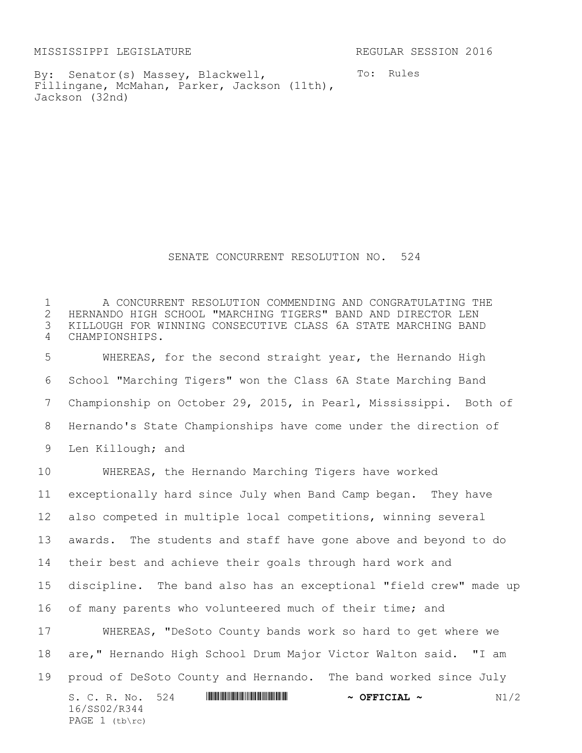MISSISSIPPI LEGISLATURE REGULAR SESSION 2016

By: Senator(s) Massey, Blackwell, Fillingane, McMahan, Parker, Jackson (11th), Jackson (32nd)

To: Rules

# SENATE CONCURRENT RESOLUTION NO. 524

A CONCURRENT RESOLUTION COMMENDING AND CONGRATULATING THE HERNANDO HIGH SCHOOL "MARCHING TIGERS" BAND AND DIRECTOR LEN KILLOUGH FOR WINNING CONSECUTIVE CLASS 6A STATE MARCHING BAND CHAMPIONSHIPS.

WHEREAS, for the second straight year, the Hernando High School "Marching Tigers" won the Class 6A State Marching Band Championship on October 29, 2015, in Pearl, Mississippi. Both of Hernando's State Championships have come under the direction of Len Killough; and

WHEREAS, the Hernando Marching Tigers have worked exceptionally hard since July when Band Camp began. They have also competed in multiple local competitions, winning several awards. The students and staff have gone above and beyond to do their best and achieve their goals through hard work and discipline. The band also has an exceptional "field crew" made up of many parents who volunteered much of their time; and

WHEREAS, "DeSoto County bands work so hard to get where we are," Hernando High School Drum Major Victor Walton said. "I am proud of DeSoto County and Hernando. The band worked since July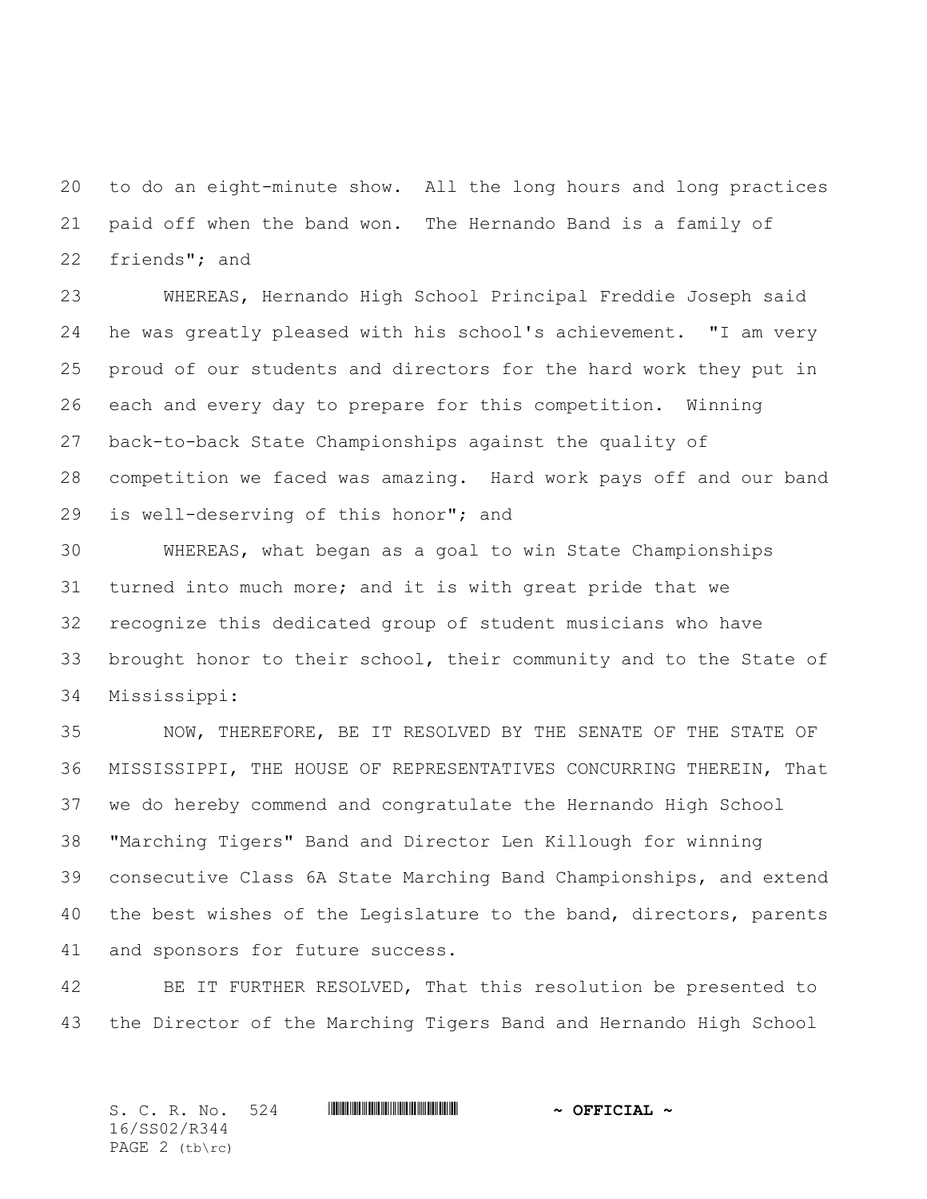to do an eight-minute show. All the long hours and long practices paid off when the band won. The Hernando Band is a family of friends"; and

WHEREAS, Hernando High School Principal Freddie Joseph said he was greatly pleased with his school's achievement. "I am very proud of our students and directors for the hard work they put in each and every day to prepare for this competition. Winning back-to-back State Championships against the quality of competition we faced was amazing. Hard work pays off and our band is well-deserving of this honor"; and

WHEREAS, what began as a goal to win State Championships turned into much more; and it is with great pride that we recognize this dedicated group of student musicians who have brought honor to their school, their community and to the State of Mississippi:

NOW, THEREFORE, BE IT RESOLVED BY THE SENATE OF THE STATE OF MISSISSIPPI, THE HOUSE OF REPRESENTATIVES CONCURRING THEREIN, That we do hereby commend and congratulate the Hernando High School "Marching Tigers" Band and Director Len Killough for winning consecutive Class 6A State Marching Band Championships, and extend the best wishes of the Legislature to the band, directors, parents and sponsors for future success.

BE IT FURTHER RESOLVED, That this resolution be presented to the Director of the Marching Tigers Band and Hernando High School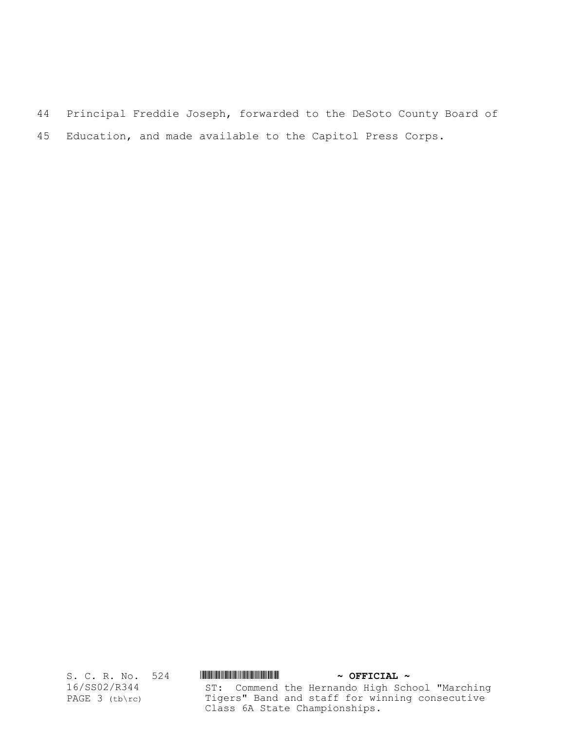Principal Freddie Joseph, forwarded to the DeSoto County Board of Education, and made available to the Capitol Press Corps.